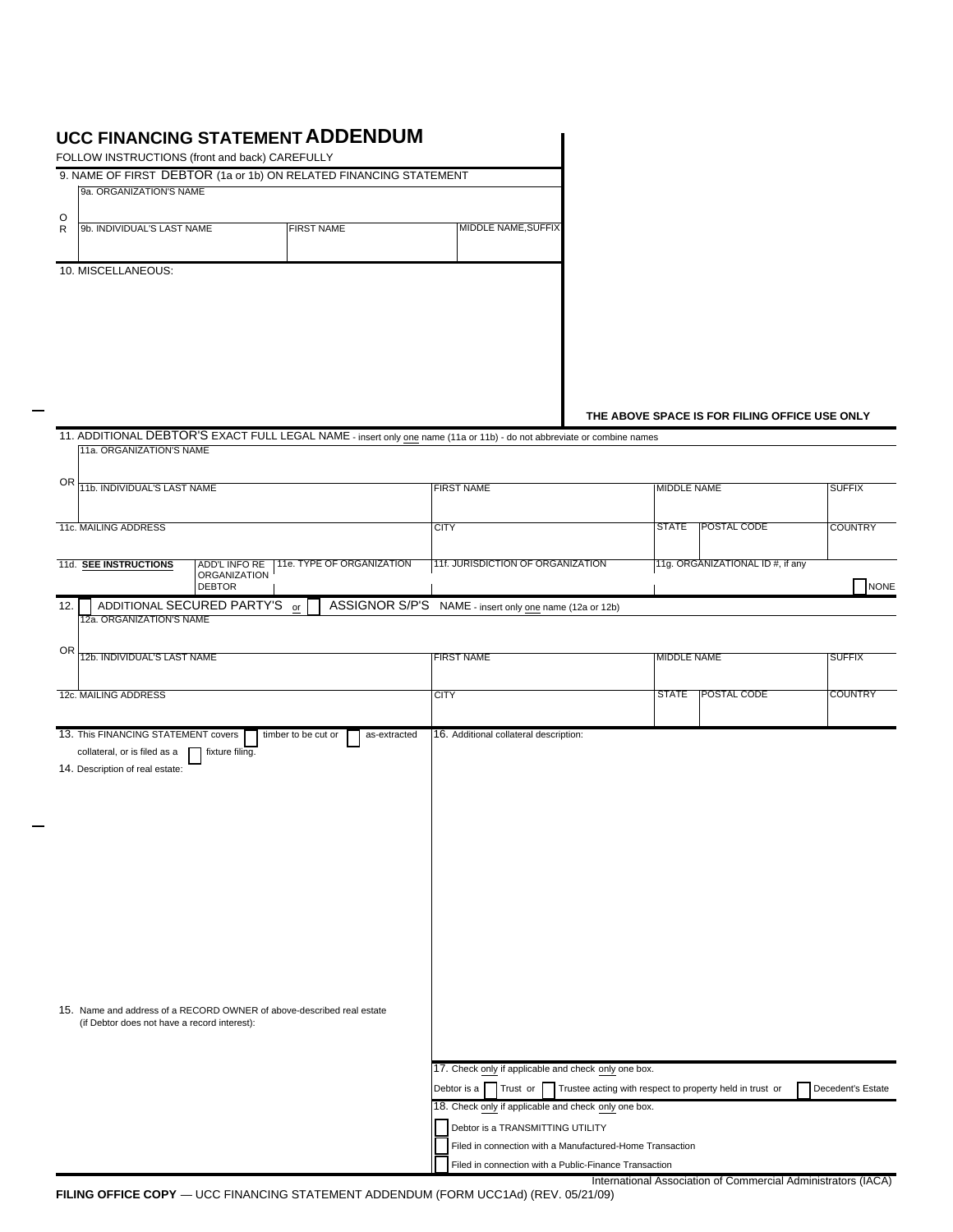# UCC FINANCING STATEMENT ADDENDUM

FOLLOW INSTRUCTIONS (front and back) CAREFULLY

**9. NAME OF FIRST DEBTOR (1a or 1b) ON RELATED FINANCING STATEMENT**

| 9a. ORGANIZATION'S NAME | | |
|---|---|---|
| OR 9b. INDIVIDUAL'S LAST NAME | FIRST NAME | MIDDLE NAME,SUFFIX |

**10. MISCELLANEOUS:**

**THE ABOVE SPACE IS FOR FILING OFFICE USE ONLY**

**11. ADDITIONAL DEBTOR'S EXACT FULL LEGAL NAME** - insert only one name (11a or 11b) - do not abbreviate or combine names

| 11a. ORGANIZATION'S NAME | | | | | |
|---|---|---|---|---|---|
| OR 11b. INDIVIDUAL'S LAST NAME | | FIRST NAME | MIDDLE NAME | | SUFFIX |
| 11c. MAILING ADDRESS | | CITY | STATE | POSTAL CODE | COUNTRY |
| 11d. **SEE INSTRUCTIONS** / ADD'L INFO RE ORGANIZATION DEBTOR | 11e. TYPE OF ORGANIZATION | 11f. JURISDICTION OF ORGANIZATION | 11g. ORGANIZATIONAL ID #, if any | | ☐ NONE |

**12.** ☐ **ADDITIONAL SECURED PARTY'S** or ☐ **ASSIGNOR S/P'S NAME** - insert only one name (12a or 12b)

| 12a. ORGANIZATION'S NAME | | | | |
|---|---|---|---|---|
| OR 12b. INDIVIDUAL'S LAST NAME | FIRST NAME | MIDDLE NAME | | SUFFIX |
| 12c. MAILING ADDRESS | CITY | STATE | POSTAL CODE | COUNTRY |

**13.** This FINANCING STATEMENT covers ☐ timber to be cut or ☐ as-extracted collateral, or is filed as a ☐ fixture filing.

**14.** Description of real estate:

**15.** Name and address of a RECORD OWNER of above-described real estate (if Debtor does not have a record interest):

**16.** Additional collateral description:

**17.** Check only if applicable and check only one box.

Debtor is a ☐ Trust or ☐ Trustee acting with respect to property held in trust or ☐ Decedent's Estate

**18.** Check only if applicable and check only one box.

☐ Debtor is a TRANSMITTING UTILITY

☐ Filed in connection with a Manufactured-Home Transaction

☐ Filed in connection with a Public-Finance Transaction

International Association of Commercial Administrators (IACA)

**FILING OFFICE COPY** — UCC FINANCING STATEMENT ADDENDUM (FORM UCC1Ad) (REV. 05/21/09)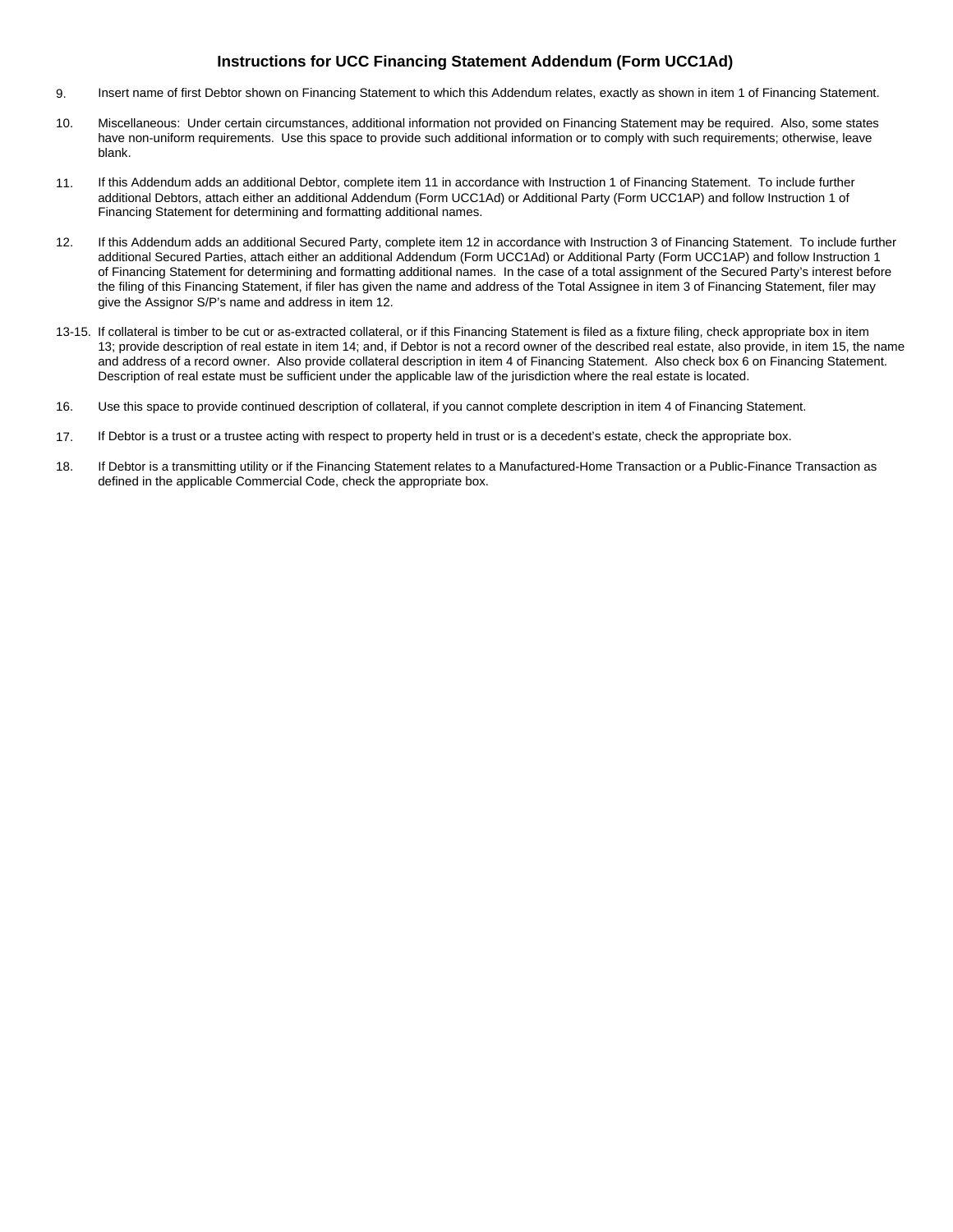## Instructions for UCC Financing Statement Addendum (Form UCC1Ad)

9. Insert name of first Debtor shown on Financing Statement to which this Addendum relates, exactly as shown in item 1 of Financing Statement.

10. Miscellaneous: Under certain circumstances, additional information not provided on Financing Statement may be required. Also, some states have non-uniform requirements. Use this space to provide such additional information or to comply with such requirements; otherwise, leave blank.

11. If this Addendum adds an additional Debtor, complete item 11 in accordance with Instruction 1 of Financing Statement. To include further additional Debtors, attach either an additional Addendum (Form UCC1Ad) or Additional Party (Form UCC1AP) and follow Instruction 1 of Financing Statement for determining and formatting additional names.

12. If this Addendum adds an additional Secured Party, complete item 12 in accordance with Instruction 3 of Financing Statement. To include further additional Secured Parties, attach either an additional Addendum (Form UCC1Ad) or Additional Party (Form UCC1AP) and follow Instruction 1 of Financing Statement for determining and formatting additional names. In the case of a total assignment of the Secured Party's interest before the filing of this Financing Statement, if filer has given the name and address of the Total Assignee in item 3 of Financing Statement, filer may give the Assignor S/P's name and address in item 12.

13-15. If collateral is timber to be cut or as-extracted collateral, or if this Financing Statement is filed as a fixture filing, check appropriate box in item 13; provide description of real estate in item 14; and, if Debtor is not a record owner of the described real estate, also provide, in item 15, the name and address of a record owner. Also provide collateral description in item 4 of Financing Statement. Also check box 6 on Financing Statement. Description of real estate must be sufficient under the applicable law of the jurisdiction where the real estate is located.

16. Use this space to provide continued description of collateral, if you cannot complete description in item 4 of Financing Statement.

17. If Debtor is a trust or a trustee acting with respect to property held in trust or is a decedent's estate, check the appropriate box.

18. If Debtor is a transmitting utility or if the Financing Statement relates to a Manufactured-Home Transaction or a Public-Finance Transaction as defined in the applicable Commercial Code, check the appropriate box.